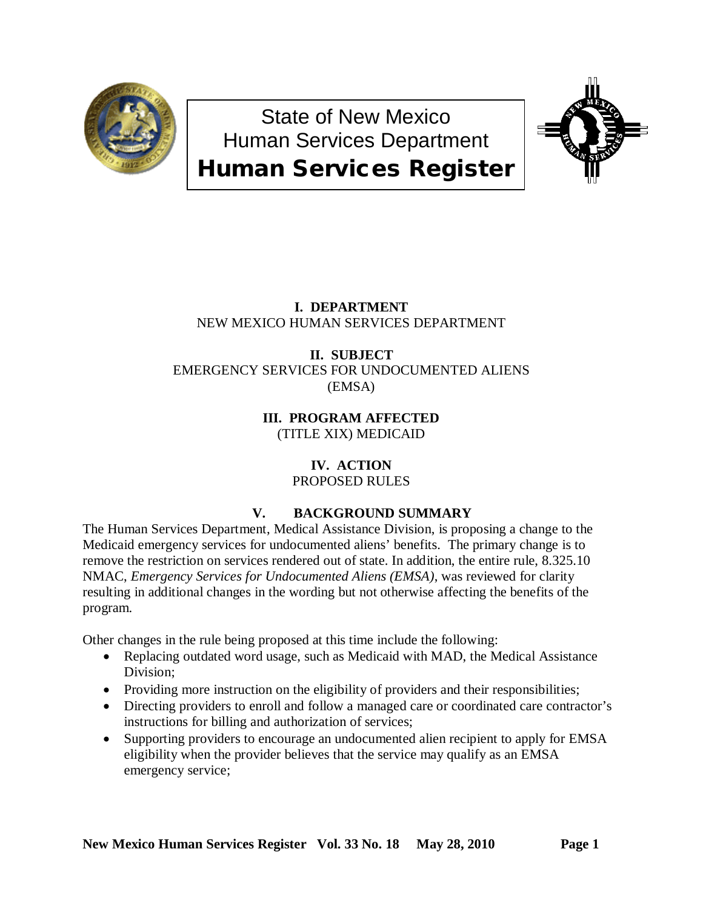# State of New Mexico
# Human Services Department
# Human Services Register

**I. DEPARTMENT**
NEW MEXICO HUMAN SERVICES DEPARTMENT

**II. SUBJECT**
EMERGENCY SERVICES FOR UNDOCUMENTED ALIENS (EMSA)

**III. PROGRAM AFFECTED**
(TITLE XIX) MEDICAID

**IV. ACTION**
PROPOSED RULES

**V. BACKGROUND SUMMARY**

The Human Services Department, Medical Assistance Division, is proposing a change to the Medicaid emergency services for undocumented aliens' benefits. The primary change is to remove the restriction on services rendered out of state. In addition, the entire rule, 8.325.10 NMAC, *Emergency Services for Undocumented Aliens (EMSA)*, was reviewed for clarity resulting in additional changes in the wording but not otherwise affecting the benefits of the program.

Other changes in the rule being proposed at this time include the following:

- Replacing outdated word usage, such as Medicaid with MAD, the Medical Assistance Division;
- Providing more instruction on the eligibility of providers and their responsibilities;
- Directing providers to enroll and follow a managed care or coordinated care contractor's instructions for billing and authorization of services;
- Supporting providers to encourage an undocumented alien recipient to apply for EMSA eligibility when the provider believes that the service may qualify as an EMSA emergency service;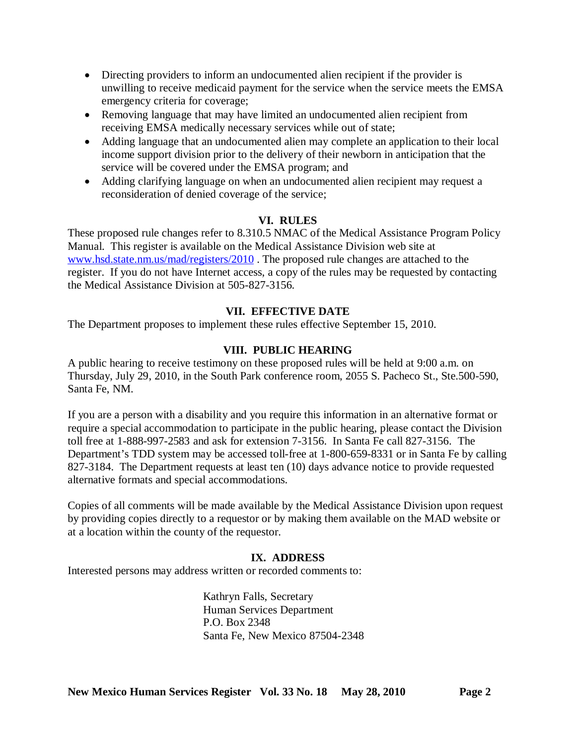- Directing providers to inform an undocumented alien recipient if the provider is unwilling to receive medicaid payment for the service when the service meets the EMSA emergency criteria for coverage;
- Removing language that may have limited an undocumented alien recipient from receiving EMSA medically necessary services while out of state;
- Adding language that an undocumented alien may complete an application to their local income support division prior to the delivery of their newborn in anticipation that the service will be covered under the EMSA program; and
- Adding clarifying language on when an undocumented alien recipient may request a reconsideration of denied coverage of the service;

## VI. RULES

These proposed rule changes refer to 8.310.5 NMAC of the Medical Assistance Program Policy Manual. This register is available on the Medical Assistance Division web site at [www.hsd.state.nm.us/mad/registers/2010](www.hsd.state.nm.us/mad/registers/2010) . The proposed rule changes are attached to the register. If you do not have Internet access, a copy of the rules may be requested by contacting the Medical Assistance Division at 505-827-3156.

## VII. EFFECTIVE DATE

The Department proposes to implement these rules effective September 15, 2010.

## VIII. PUBLIC HEARING

A public hearing to receive testimony on these proposed rules will be held at 9:00 a.m. on Thursday, July 29, 2010, in the South Park conference room, 2055 S. Pacheco St., Ste.500-590, Santa Fe, NM.

If you are a person with a disability and you require this information in an alternative format or require a special accommodation to participate in the public hearing, please contact the Division toll free at 1-888-997-2583 and ask for extension 7-3156. In Santa Fe call 827-3156. The Department's TDD system may be accessed toll-free at 1-800-659-8331 or in Santa Fe by calling 827-3184. The Department requests at least ten (10) days advance notice to provide requested alternative formats and special accommodations.

Copies of all comments will be made available by the Medical Assistance Division upon request by providing copies directly to a requestor or by making them available on the MAD website or at a location within the county of the requestor.

## IX. ADDRESS

Interested persons may address written or recorded comments to:

Kathryn Falls, Secretary
Human Services Department
P.O. Box 2348
Santa Fe, New Mexico 87504-2348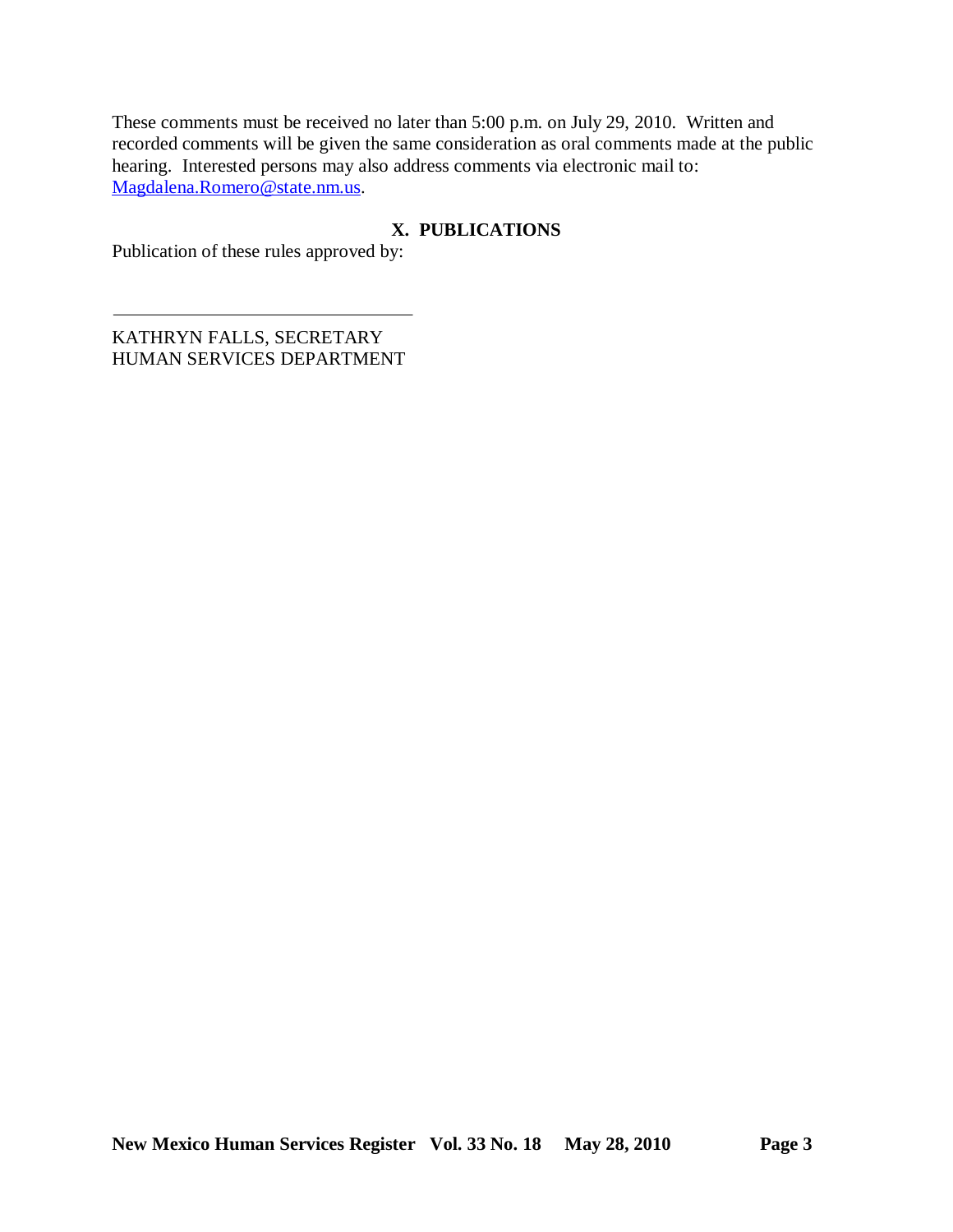These comments must be received no later than 5:00 p.m. on July 29, 2010. Written and recorded comments will be given the same consideration as oral comments made at the public hearing. Interested persons may also address comments via electronic mail to: Magdalena.Romero@state.nm.us.

## X. PUBLICATIONS

Publication of these rules approved by:

\_\_\_\_\_\_\_\_\_\_\_\_\_\_\_\_\_\_\_\_\_\_\_\_\_\_\_\_\_\_\_\_\_\_

KATHRYN FALLS, SECRETARY
HUMAN SERVICES DEPARTMENT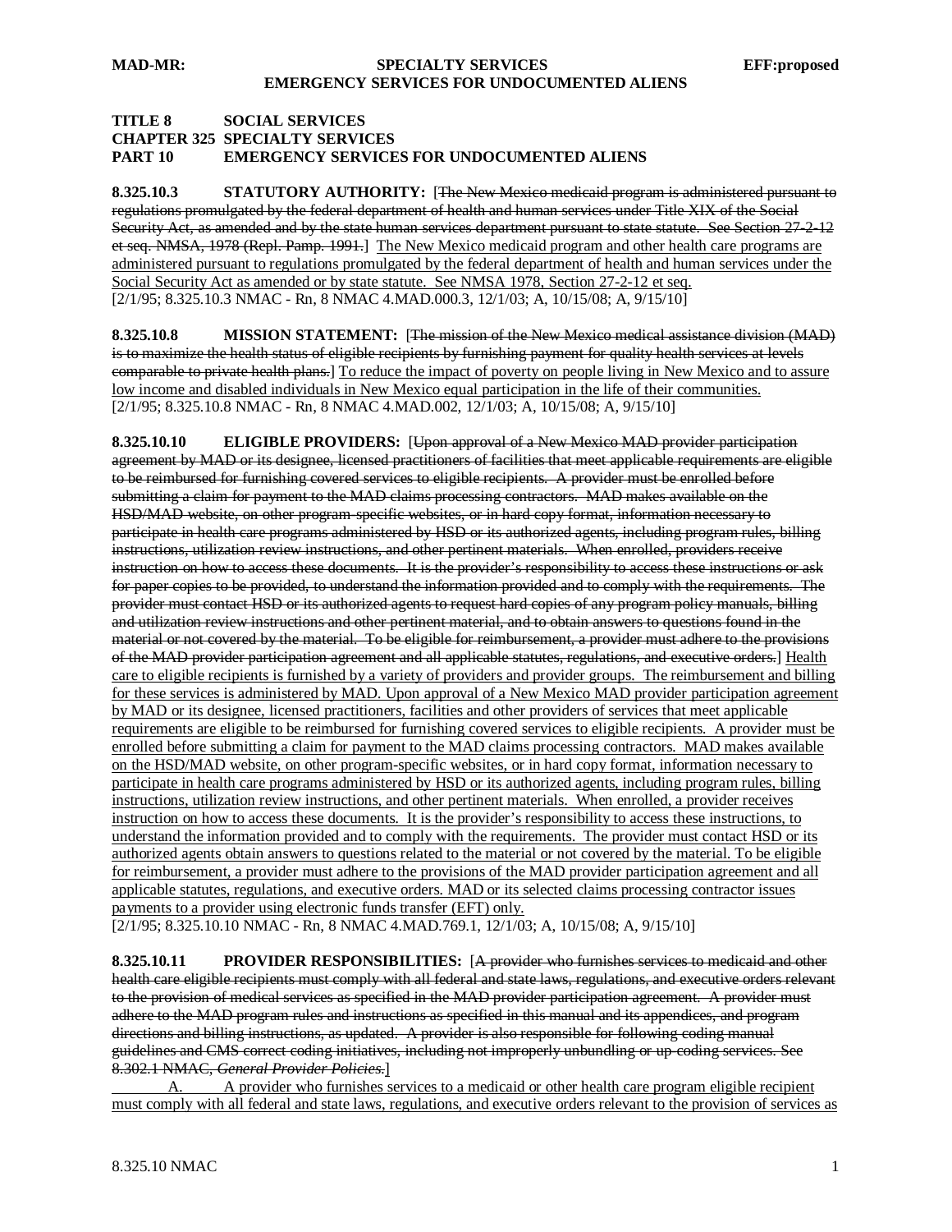**TITLE 8 SOCIAL SERVICES**
**CHAPTER 325 SPECIALTY SERVICES**
**PART 10 EMERGENCY SERVICES FOR UNDOCUMENTED ALIENS**

**8.325.10.3 STATUTORY AUTHORITY:** [~~The New Mexico medicaid program is administered pursuant to regulations promulgated by the federal department of health and human services under Title XIX of the Social Security Act, as amended and by the state human services department pursuant to state statute. See Section 27-2-12 et seq. NMSA, 1978 (Repl. Pamp. 1991.~~] The New Mexico medicaid program and other health care programs are administered pursuant to regulations promulgated by the federal department of health and human services under the Social Security Act as amended or by state statute. See NMSA 1978, Section 27-2-12 et seq.
[2/1/95; 8.325.10.3 NMAC - Rn, 8 NMAC 4.MAD.000.3, 12/1/03; A, 10/15/08; A, 9/15/10]

**8.325.10.8 MISSION STATEMENT:** [~~The mission of the New Mexico medical assistance division (MAD) is to maximize the health status of eligible recipients by furnishing payment for quality health services at levels comparable to private health plans.~~] To reduce the impact of poverty on people living in New Mexico and to assure low income and disabled individuals in New Mexico equal participation in the life of their communities.
[2/1/95; 8.325.10.8 NMAC - Rn, 8 NMAC 4.MAD.002, 12/1/03; A, 10/15/08; A, 9/15/10]

**8.325.10.10 ELIGIBLE PROVIDERS:** [~~Upon approval of a New Mexico MAD provider participation agreement by MAD or its designee, licensed practitioners of facilities that meet applicable requirements are eligible to be reimbursed for furnishing covered services to eligible recipients. A provider must be enrolled before submitting a claim for payment to the MAD claims processing contractors. MAD makes available on the HSD/MAD website, on other program-specific websites, or in hard copy format, information necessary to participate in health care programs administered by HSD or its authorized agents, including program rules, billing instructions, utilization review instructions, and other pertinent materials. When enrolled, providers receive instruction on how to access these documents. It is the provider's responsibility to access these instructions or ask for paper copies to be provided, to understand the information provided and to comply with the requirements. The provider must contact HSD or its authorized agents to request hard copies of any program policy manuals, billing and utilization review instructions and other pertinent material, and to obtain answers to questions found in the material or not covered by the material. To be eligible for reimbursement, a provider must adhere to the provisions of the MAD provider participation agreement and all applicable statutes, regulations, and executive orders.~~] Health care to eligible recipients is furnished by a variety of providers and provider groups. The reimbursement and billing for these services is administered by MAD. Upon approval of a New Mexico MAD provider participation agreement by MAD or its designee, licensed practitioners, facilities and other providers of services that meet applicable requirements are eligible to be reimbursed for furnishing covered services to eligible recipients. A provider must be enrolled before submitting a claim for payment to the MAD claims processing contractors. MAD makes available on the HSD/MAD website, on other program-specific websites, or in hard copy format, information necessary to participate in health care programs administered by HSD or its authorized agents, including program rules, billing instructions, utilization review instructions, and other pertinent materials. When enrolled, a provider receives instruction on how to access these documents. It is the provider's responsibility to access these instructions, to understand the information provided and to comply with the requirements. The provider must contact HSD or its authorized agents obtain answers to questions related to the material or not covered by the material. To be eligible for reimbursement, a provider must adhere to the provisions of the MAD provider participation agreement and all applicable statutes, regulations, and executive orders. MAD or its selected claims processing contractor issues payments to a provider using electronic funds transfer (EFT) only.
[2/1/95; 8.325.10.10 NMAC - Rn, 8 NMAC 4.MAD.769.1, 12/1/03; A, 10/15/08; A, 9/15/10]

**8.325.10.11 PROVIDER RESPONSIBILITIES:** [~~A provider who furnishes services to medicaid and other health care eligible recipients must comply with all federal and state laws, regulations, and executive orders relevant to the provision of medical services as specified in the MAD provider participation agreement. A provider must adhere to the MAD program rules and instructions as specified in this manual and its appendices, and program directions and billing instructions, as updated. A provider is also responsible for following coding manual guidelines and CMS correct coding initiatives, including not improperly unbundling or up-coding services. See 8.302.1 NMAC,~~ ~~*General Provider Policies.*~~]

A. A provider who furnishes services to a medicaid or other health care program eligible recipient must comply with all federal and state laws, regulations, and executive orders relevant to the provision of services as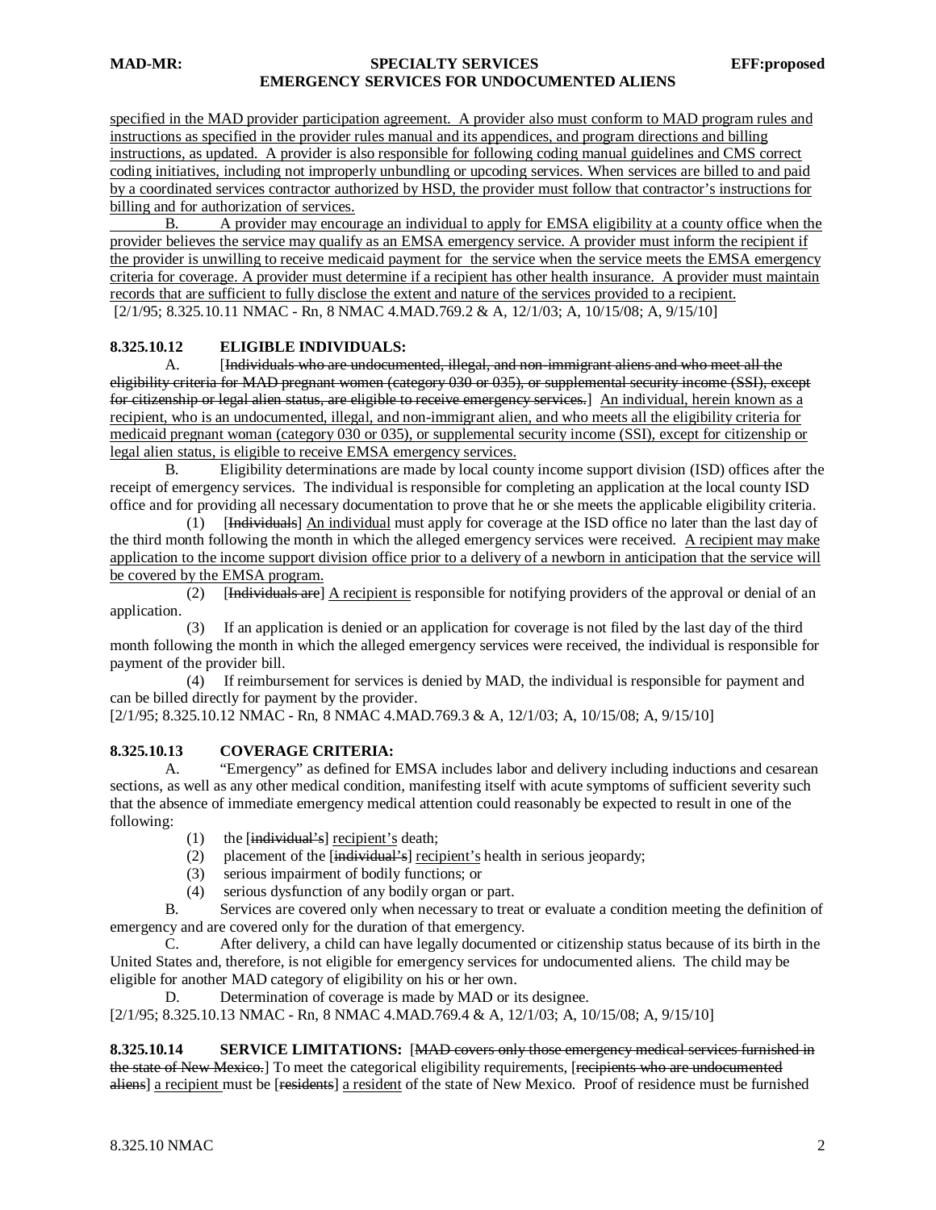specified in the MAD provider participation agreement. A provider also must conform to MAD program rules and instructions as specified in the provider rules manual and its appendices, and program directions and billing instructions, as updated. A provider is also responsible for following coding manual guidelines and CMS correct coding initiatives, including not improperly unbundling or upcoding services. When services are billed to and paid by a coordinated services contractor authorized by HSD, the provider must follow that contractor's instructions for billing and for authorization of services.

B. A provider may encourage an individual to apply for EMSA eligibility at a county office when the provider believes the service may qualify as an EMSA emergency service. A provider must inform the recipient if the provider is unwilling to receive medicaid payment for the service when the service meets the EMSA emergency criteria for coverage. A provider must determine if a recipient has other health insurance. A provider must maintain records that are sufficient to fully disclose the extent and nature of the services provided to a recipient.

[2/1/95; 8.325.10.11 NMAC - Rn, 8 NMAC 4.MAD.769.2 & A, 12/1/03; A, 10/15/08; A, 9/15/10]

**8.325.10.12 ELIGIBLE INDIVIDUALS:**

A. [~~Individuals who are undocumented, illegal, and non-immigrant aliens and who meet all the eligibility criteria for MAD pregnant women (category 030 or 035), or supplemental security income (SSI), except for citizenship or legal alien status, are eligible to receive emergency services.~~] An individual, herein known as a recipient, who is an undocumented, illegal, and non-immigrant alien, and who meets all the eligibility criteria for medicaid pregnant woman (category 030 or 035), or supplemental security income (SSI), except for citizenship or legal alien status, is eligible to receive EMSA emergency services.

B. Eligibility determinations are made by local county income support division (ISD) offices after the receipt of emergency services. The individual is responsible for completing an application at the local county ISD office and for providing all necessary documentation to prove that he or she meets the applicable eligibility criteria.

(1) [~~Individuals~~] An individual must apply for coverage at the ISD office no later than the last day of the third month following the month in which the alleged emergency services were received. A recipient may make application to the income support division office prior to a delivery of a newborn in anticipation that the service will be covered by the EMSA program.

(2) [~~Individuals are~~] A recipient is responsible for notifying providers of the approval or denial of an application.

(3) If an application is denied or an application for coverage is not filed by the last day of the third month following the month in which the alleged emergency services were received, the individual is responsible for payment of the provider bill.

(4) If reimbursement for services is denied by MAD, the individual is responsible for payment and can be billed directly for payment by the provider.

[2/1/95; 8.325.10.12 NMAC - Rn, 8 NMAC 4.MAD.769.3 & A, 12/1/03; A, 10/15/08; A, 9/15/10]

**8.325.10.13 COVERAGE CRITERIA:**

A. "Emergency" as defined for EMSA includes labor and delivery including inductions and cesarean sections, as well as any other medical condition, manifesting itself with acute symptoms of sufficient severity such that the absence of immediate emergency medical attention could reasonably be expected to result in one of the following:

(1) the [~~individual's~~] recipient's death;

(2) placement of the [~~individual's~~] recipient's health in serious jeopardy;

(3) serious impairment of bodily functions; or

(4) serious dysfunction of any bodily organ or part.

B. Services are covered only when necessary to treat or evaluate a condition meeting the definition of emergency and are covered only for the duration of that emergency.

C. After delivery, a child can have legally documented or citizenship status because of its birth in the United States and, therefore, is not eligible for emergency services for undocumented aliens. The child may be eligible for another MAD category of eligibility on his or her own.

D. Determination of coverage is made by MAD or its designee.

[2/1/95; 8.325.10.13 NMAC - Rn, 8 NMAC 4.MAD.769.4 & A, 12/1/03; A, 10/15/08; A, 9/15/10]

**8.325.10.14 SERVICE LIMITATIONS:** [~~MAD covers only those emergency medical services furnished in the state of New Mexico.~~] To meet the categorical eligibility requirements, [~~recipients who are undocumented aliens~~] a recipient must be [~~residents~~] a resident of the state of New Mexico. Proof of residence must be furnished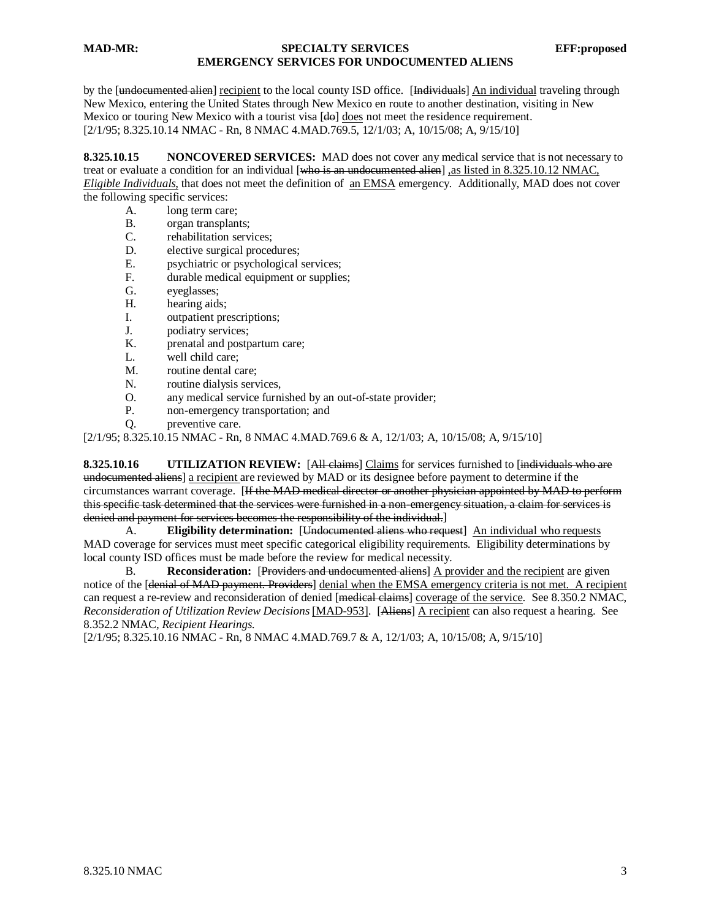by the [~~undocumented alien~~] <u>recipient</u> to the local county ISD office. [~~Individuals~~] <u>An individual</u> traveling through New Mexico, entering the United States through New Mexico en route to another destination, visiting in New Mexico or touring New Mexico with a tourist visa [~~do~~] <u>does</u> not meet the residence requirement.
[2/1/95; 8.325.10.14 NMAC - Rn, 8 NMAC 4.MAD.769.5, 12/1/03; A, 10/15/08; A, 9/15/10]

**8.325.10.15 NONCOVERED SERVICES:** MAD does not cover any medical service that is not necessary to treat or evaluate a condition for an individual [~~who is an undocumented alien~~] <u>,as listed in 8.325.10.12 NMAC, *Eligible Individuals*,</u> that does not meet the definition of <u>an EMSA</u> emergency. Additionally, MAD does not cover the following specific services:

A. long term care;
B. organ transplants;
C. rehabilitation services;
D. elective surgical procedures;
E. psychiatric or psychological services;
F. durable medical equipment or supplies;
G. eyeglasses;
H. hearing aids;
I. outpatient prescriptions;
J. podiatry services;
K. prenatal and postpartum care;
L. well child care;
M. routine dental care;
N. routine dialysis services,
O. any medical service furnished by an out-of-state provider;
P. non-emergency transportation; and
Q. preventive care.

[2/1/95; 8.325.10.15 NMAC - Rn, 8 NMAC 4.MAD.769.6 & A, 12/1/03; A, 10/15/08; A, 9/15/10]

**8.325.10.16 UTILIZATION REVIEW:** [~~All claims~~] <u>Claims</u> for services furnished to [~~individuals who are undocumented aliens~~] <u>a recipient</u> are reviewed by MAD or its designee before payment to determine if the circumstances warrant coverage. [~~If the MAD medical director or another physician appointed by MAD to perform this specific task determined that the services were furnished in a non-emergency situation, a claim for services is denied and payment for services becomes the responsibility of the individual.~~]

A. **Eligibility determination:** [~~Undocumented aliens who request~~] <u>An individual who requests</u> MAD coverage for services must meet specific categorical eligibility requirements. Eligibility determinations by local county ISD offices must be made before the review for medical necessity.

B. **Reconsideration:** [~~Providers and undocumented aliens~~] <u>A provider and the recipient</u> are given notice of the [~~denial of MAD payment. Providers~~] <u>denial when the EMSA emergency criteria is not met. A recipient</u> can request a re-review and reconsideration of denied [~~medical claims~~] <u>coverage of the service</u>. See 8.350.2 NMAC, *Reconsideration of Utilization Review Decisions* <u>[MAD-953]</u>. [~~Aliens~~] <u>A recipient</u> can also request a hearing. See 8.352.2 NMAC, *Recipient Hearings*.

[2/1/95; 8.325.10.16 NMAC - Rn, 8 NMAC 4.MAD.769.7 & A, 12/1/03; A, 10/15/08; A, 9/15/10]